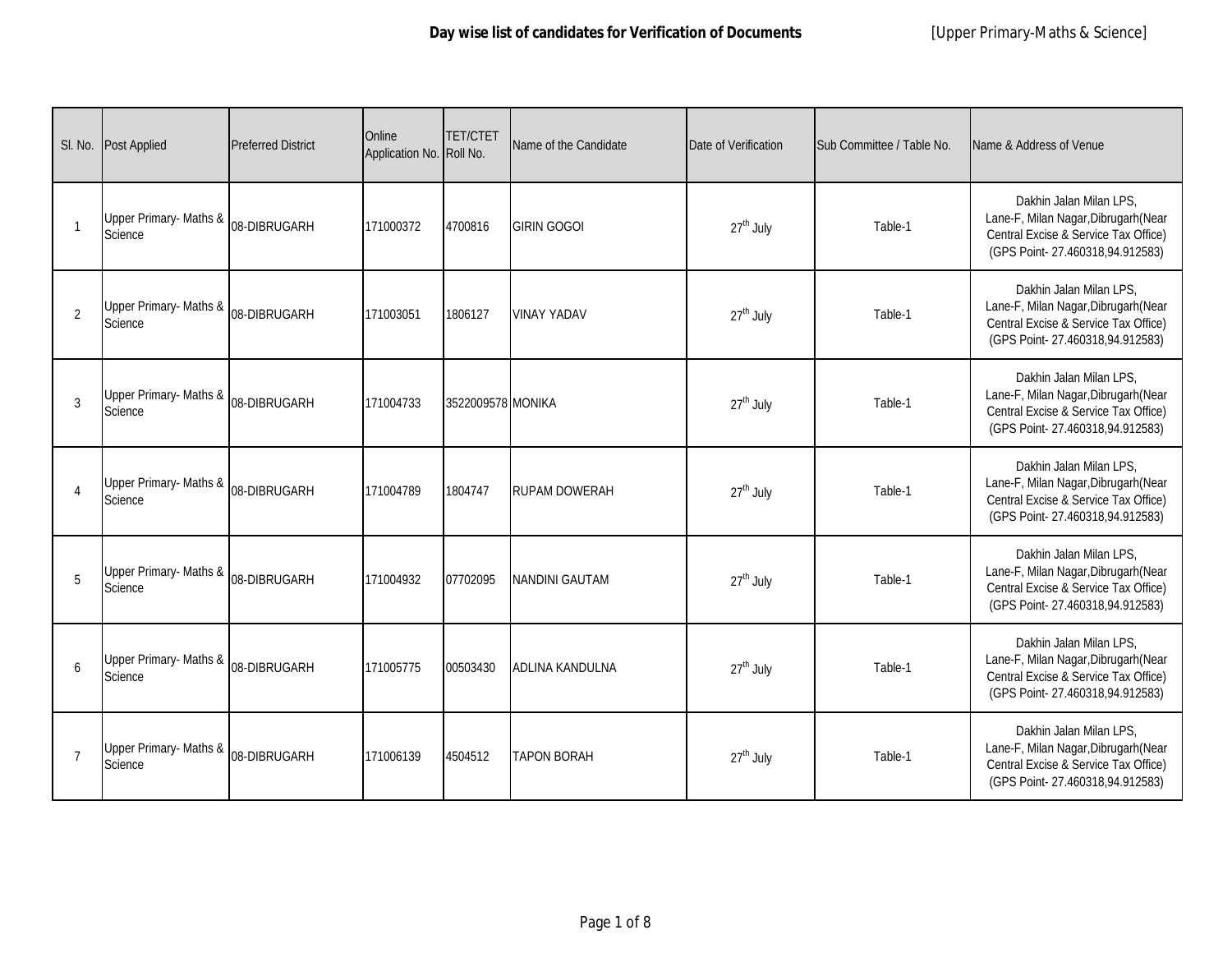# Day wise list of candidates for Verification of Documents

[Upper Primary-Maths & Science]

| Sl. No. | Post Applied | Preferred District | Online Application No. | TET/CTET Roll No. | Name of the Candidate | Date of Verification | Sub Committee / Table No. | Name & Address of Venue |
|---|---|---|---|---|---|---|---|---|
| 1 | Upper Primary- Maths & Science | 08-DIBRUGARH | 171000372 | 4700816 | GIRIN GOGOI | 27$^{th}$ July | Table-1 | Dakhin Jalan Milan LPS, Lane-F, Milan Nagar,Dibrugarh(Near Central Excise & Service Tax Office) (GPS Point- 27.460318,94.912583) |
| 2 | Upper Primary- Maths & Science | 08-DIBRUGARH | 171003051 | 1806127 | VINAY YADAV | 27$^{th}$ July | Table-1 | Dakhin Jalan Milan LPS, Lane-F, Milan Nagar,Dibrugarh(Near Central Excise & Service Tax Office) (GPS Point- 27.460318,94.912583) |
| 3 | Upper Primary- Maths & Science | 08-DIBRUGARH | 171004733 | 3522009578 | MONIKA | 27$^{th}$ July | Table-1 | Dakhin Jalan Milan LPS, Lane-F, Milan Nagar,Dibrugarh(Near Central Excise & Service Tax Office) (GPS Point- 27.460318,94.912583) |
| 4 | Upper Primary- Maths & Science | 08-DIBRUGARH | 171004789 | 1804747 | RUPAM DOWERAH | 27$^{th}$ July | Table-1 | Dakhin Jalan Milan LPS, Lane-F, Milan Nagar,Dibrugarh(Near Central Excise & Service Tax Office) (GPS Point- 27.460318,94.912583) |
| 5 | Upper Primary- Maths & Science | 08-DIBRUGARH | 171004932 | 07702095 | NANDINI GAUTAM | 27$^{th}$ July | Table-1 | Dakhin Jalan Milan LPS, Lane-F, Milan Nagar,Dibrugarh(Near Central Excise & Service Tax Office) (GPS Point- 27.460318,94.912583) |
| 6 | Upper Primary- Maths & Science | 08-DIBRUGARH | 171005775 | 00503430 | ADLINA KANDULNA | 27$^{th}$ July | Table-1 | Dakhin Jalan Milan LPS, Lane-F, Milan Nagar,Dibrugarh(Near Central Excise & Service Tax Office) (GPS Point- 27.460318,94.912583) |
| 7 | Upper Primary- Maths & Science | 08-DIBRUGARH | 171006139 | 4504512 | TAPON BORAH | 27$^{th}$ July | Table-1 | Dakhin Jalan Milan LPS, Lane-F, Milan Nagar,Dibrugarh(Near Central Excise & Service Tax Office) (GPS Point- 27.460318,94.912583) |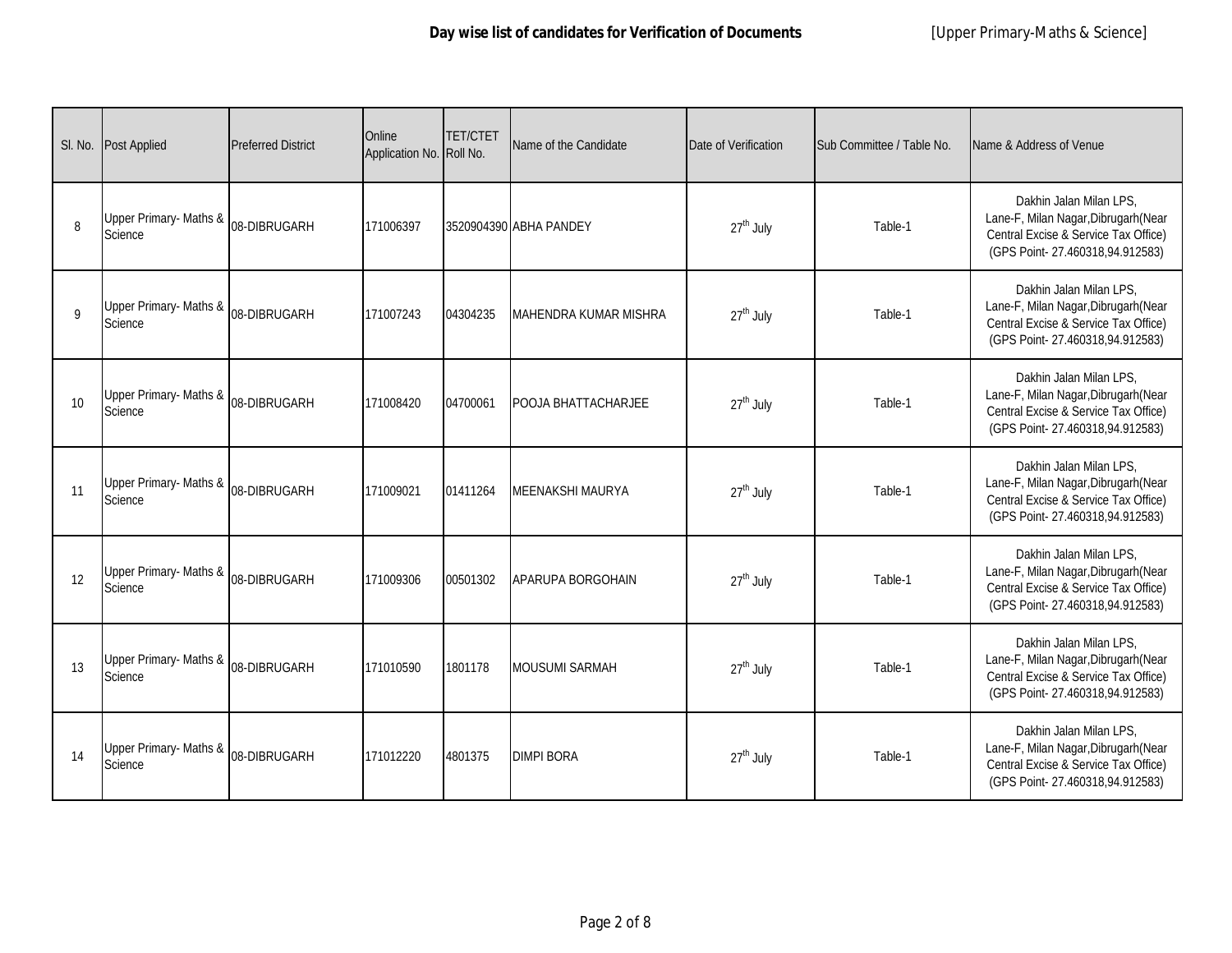**Day wise list of candidates for Verification of Documents** [Upper Primary-Maths & Science]

| Sl. No. | Post Applied | Preferred District | Online Application No. | TET/CTET Roll No. | Name of the Candidate | Date of Verification | Sub Committee / Table No. | Name & Address of Venue |
|---|---|---|---|---|---|---|---|---|
| 8 | Upper Primary- Maths & Science | 08-DIBRUGARH | 171006397 | 3520904390 | ABHA PANDEY | 27th July | Table-1 | Dakhin Jalan Milan LPS, Lane-F, Milan Nagar,Dibrugarh(Near Central Excise & Service Tax Office) (GPS Point- 27.460318,94.912583) |
| 9 | Upper Primary- Maths & Science | 08-DIBRUGARH | 171007243 | 04304235 | MAHENDRA KUMAR MISHRA | 27th July | Table-1 | Dakhin Jalan Milan LPS, Lane-F, Milan Nagar,Dibrugarh(Near Central Excise & Service Tax Office) (GPS Point- 27.460318,94.912583) |
| 10 | Upper Primary- Maths & Science | 08-DIBRUGARH | 171008420 | 04700061 | POOJA BHATTACHARJEE | 27th July | Table-1 | Dakhin Jalan Milan LPS, Lane-F, Milan Nagar,Dibrugarh(Near Central Excise & Service Tax Office) (GPS Point- 27.460318,94.912583) |
| 11 | Upper Primary- Maths & Science | 08-DIBRUGARH | 171009021 | 01411264 | MEENAKSHI MAURYA | 27th July | Table-1 | Dakhin Jalan Milan LPS, Lane-F, Milan Nagar,Dibrugarh(Near Central Excise & Service Tax Office) (GPS Point- 27.460318,94.912583) |
| 12 | Upper Primary- Maths & Science | 08-DIBRUGARH | 171009306 | 00501302 | APARUPA BORGOHAIN | 27th July | Table-1 | Dakhin Jalan Milan LPS, Lane-F, Milan Nagar,Dibrugarh(Near Central Excise & Service Tax Office) (GPS Point- 27.460318,94.912583) |
| 13 | Upper Primary- Maths & Science | 08-DIBRUGARH | 171010590 | 1801178 | MOUSUMI SARMAH | 27th July | Table-1 | Dakhin Jalan Milan LPS, Lane-F, Milan Nagar,Dibrugarh(Near Central Excise & Service Tax Office) (GPS Point- 27.460318,94.912583) |
| 14 | Upper Primary- Maths & Science | 08-DIBRUGARH | 171012220 | 4801375 | DIMPI BORA | 27th July | Table-1 | Dakhin Jalan Milan LPS, Lane-F, Milan Nagar,Dibrugarh(Near Central Excise & Service Tax Office) (GPS Point- 27.460318,94.912583) |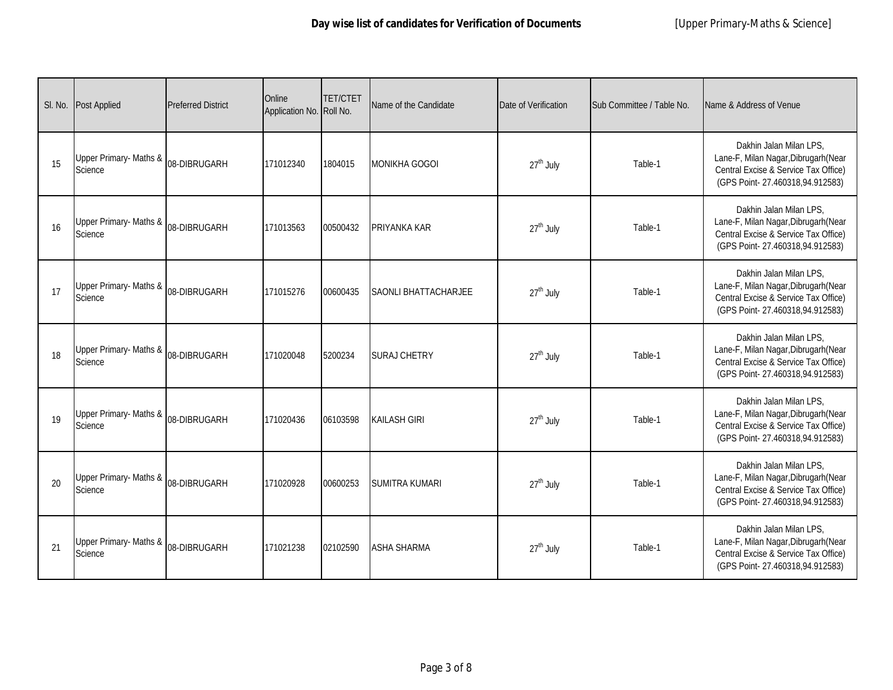## Day wise list of candidates for Verification of Documents

[Upper Primary-Maths & Science]

| Sl. No. | Post Applied | Preferred District | Online Application No. | TET/CTET Roll No. | Name of the Candidate | Date of Verification | Sub Committee / Table No. | Name & Address of Venue |
|---|---|---|---|---|---|---|---|---|
| 15 | Upper Primary- Maths & Science | 08-DIBRUGARH | 171012340 | 1804015 | MONIKHA GOGOI | 27th July | Table-1 | Dakhin Jalan Milan LPS, Lane-F, Milan Nagar,Dibrugarh(Near Central Excise & Service Tax Office) (GPS Point- 27.460318,94.912583) |
| 16 | Upper Primary- Maths & Science | 08-DIBRUGARH | 171013563 | 00500432 | PRIYANKA KAR | 27th July | Table-1 | Dakhin Jalan Milan LPS, Lane-F, Milan Nagar,Dibrugarh(Near Central Excise & Service Tax Office) (GPS Point- 27.460318,94.912583) |
| 17 | Upper Primary- Maths & Science | 08-DIBRUGARH | 171015276 | 00600435 | SAONLI BHATTACHARJEE | 27th July | Table-1 | Dakhin Jalan Milan LPS, Lane-F, Milan Nagar,Dibrugarh(Near Central Excise & Service Tax Office) (GPS Point- 27.460318,94.912583) |
| 18 | Upper Primary- Maths & Science | 08-DIBRUGARH | 171020048 | 5200234 | SURAJ CHETRY | 27th July | Table-1 | Dakhin Jalan Milan LPS, Lane-F, Milan Nagar,Dibrugarh(Near Central Excise & Service Tax Office) (GPS Point- 27.460318,94.912583) |
| 19 | Upper Primary- Maths & Science | 08-DIBRUGARH | 171020436 | 06103598 | KAILASH GIRI | 27th July | Table-1 | Dakhin Jalan Milan LPS, Lane-F, Milan Nagar,Dibrugarh(Near Central Excise & Service Tax Office) (GPS Point- 27.460318,94.912583) |
| 20 | Upper Primary- Maths & Science | 08-DIBRUGARH | 171020928 | 00600253 | SUMITRA KUMARI | 27th July | Table-1 | Dakhin Jalan Milan LPS, Lane-F, Milan Nagar,Dibrugarh(Near Central Excise & Service Tax Office) (GPS Point- 27.460318,94.912583) |
| 21 | Upper Primary- Maths & Science | 08-DIBRUGARH | 171021238 | 02102590 | ASHA SHARMA | 27th July | Table-1 | Dakhin Jalan Milan LPS, Lane-F, Milan Nagar,Dibrugarh(Near Central Excise & Service Tax Office) (GPS Point- 27.460318,94.912583) |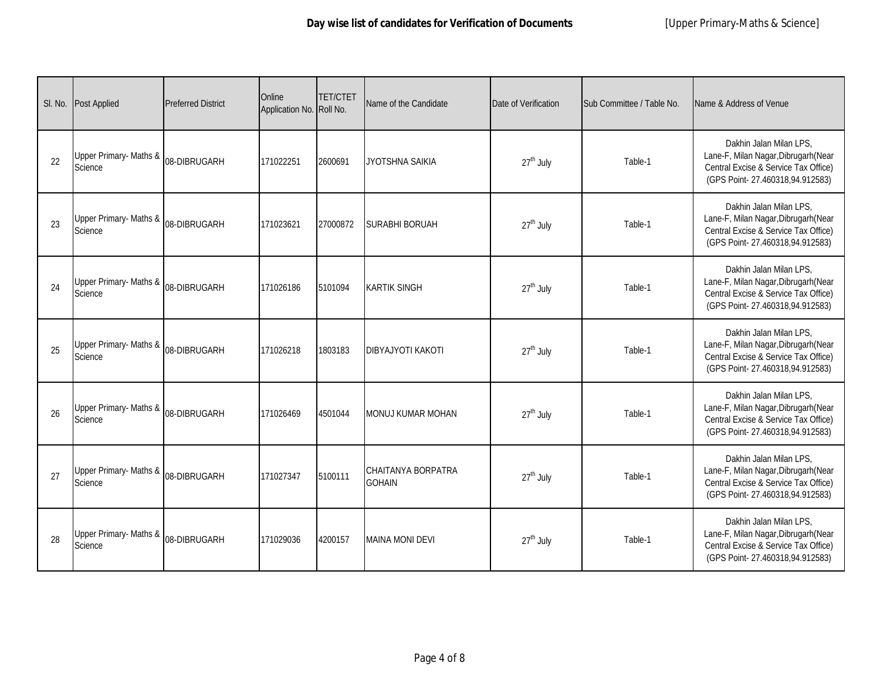**Day wise list of candidates for Verification of Documents** [Upper Primary-Maths & Science]

| Sl. No. | Post Applied | Preferred District | Online Application No. | TET/CTET Roll No. | Name of the Candidate | Date of Verification | Sub Committee / Table No. | Name & Address of Venue |
|---|---|---|---|---|---|---|---|---|
| 22 | Upper Primary- Maths & Science | 08-DIBRUGARH | 171022251 | 2600691 | JYOTSHNA SAIKIA | $27^{th}$ July | Table-1 | Dakhin Jalan Milan LPS, Lane-F, Milan Nagar,Dibrugarh(Near Central Excise & Service Tax Office) (GPS Point- 27.460318,94.912583) |
| 23 | Upper Primary- Maths & Science | 08-DIBRUGARH | 171023621 | 27000872 | SURABHI BORUAH | $27^{th}$ July | Table-1 | Dakhin Jalan Milan LPS, Lane-F, Milan Nagar,Dibrugarh(Near Central Excise & Service Tax Office) (GPS Point- 27.460318,94.912583) |
| 24 | Upper Primary- Maths & Science | 08-DIBRUGARH | 171026186 | 5101094 | KARTIK SINGH | $27^{th}$ July | Table-1 | Dakhin Jalan Milan LPS, Lane-F, Milan Nagar,Dibrugarh(Near Central Excise & Service Tax Office) (GPS Point- 27.460318,94.912583) |
| 25 | Upper Primary- Maths & Science | 08-DIBRUGARH | 171026218 | 1803183 | DIBYAJYOTI KAKOTI | $27^{th}$ July | Table-1 | Dakhin Jalan Milan LPS, Lane-F, Milan Nagar,Dibrugarh(Near Central Excise & Service Tax Office) (GPS Point- 27.460318,94.912583) |
| 26 | Upper Primary- Maths & Science | 08-DIBRUGARH | 171026469 | 4501044 | MONUJ KUMAR MOHAN | $27^{th}$ July | Table-1 | Dakhin Jalan Milan LPS, Lane-F, Milan Nagar,Dibrugarh(Near Central Excise & Service Tax Office) (GPS Point- 27.460318,94.912583) |
| 27 | Upper Primary- Maths & Science | 08-DIBRUGARH | 171027347 | 5100111 | CHAITANYA BORPATRA GOHAIN | $27^{th}$ July | Table-1 | Dakhin Jalan Milan LPS, Lane-F, Milan Nagar,Dibrugarh(Near Central Excise & Service Tax Office) (GPS Point- 27.460318,94.912583) |
| 28 | Upper Primary- Maths & Science | 08-DIBRUGARH | 171029036 | 4200157 | MAINA MONI DEVI | $27^{th}$ July | Table-1 | Dakhin Jalan Milan LPS, Lane-F, Milan Nagar,Dibrugarh(Near Central Excise & Service Tax Office) (GPS Point- 27.460318,94.912583) |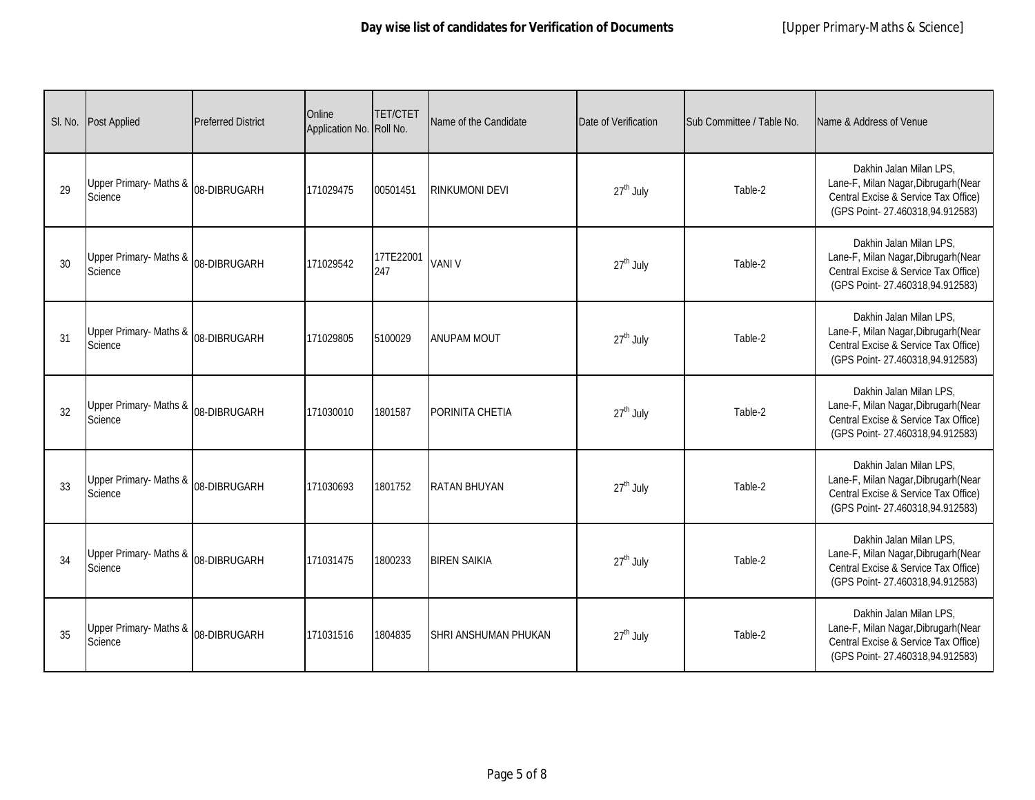**Day wise list of candidates for Verification of Documents** [Upper Primary-Maths & Science]

| Sl. No. | Post Applied | Preferred District | Online Application No. | TET/CTET Roll No. | Name of the Candidate | Date of Verification | Sub Committee / Table No. | Name & Address of Venue |
|---|---|---|---|---|---|---|---|---|
| 29 | Upper Primary- Maths & Science | 08-DIBRUGARH | 171029475 | 00501451 | RINKUMONI DEVI | 27th July | Table-2 | Dakhin Jalan Milan LPS, Lane-F, Milan Nagar,Dibrugarh(Near Central Excise & Service Tax Office) (GPS Point- 27.460318,94.912583) |
| 30 | Upper Primary- Maths & Science | 08-DIBRUGARH | 171029542 | 17TE22001247 | VANI V | 27th July | Table-2 | Dakhin Jalan Milan LPS, Lane-F, Milan Nagar,Dibrugarh(Near Central Excise & Service Tax Office) (GPS Point- 27.460318,94.912583) |
| 31 | Upper Primary- Maths & Science | 08-DIBRUGARH | 171029805 | 5100029 | ANUPAM MOUT | 27th July | Table-2 | Dakhin Jalan Milan LPS, Lane-F, Milan Nagar,Dibrugarh(Near Central Excise & Service Tax Office) (GPS Point- 27.460318,94.912583) |
| 32 | Upper Primary- Maths & Science | 08-DIBRUGARH | 171030010 | 1801587 | PORINITA CHETIA | 27th July | Table-2 | Dakhin Jalan Milan LPS, Lane-F, Milan Nagar,Dibrugarh(Near Central Excise & Service Tax Office) (GPS Point- 27.460318,94.912583) |
| 33 | Upper Primary- Maths & Science | 08-DIBRUGARH | 171030693 | 1801752 | RATAN BHUYAN | 27th July | Table-2 | Dakhin Jalan Milan LPS, Lane-F, Milan Nagar,Dibrugarh(Near Central Excise & Service Tax Office) (GPS Point- 27.460318,94.912583) |
| 34 | Upper Primary- Maths & Science | 08-DIBRUGARH | 171031475 | 1800233 | BIREN SAIKIA | 27th July | Table-2 | Dakhin Jalan Milan LPS, Lane-F, Milan Nagar,Dibrugarh(Near Central Excise & Service Tax Office) (GPS Point- 27.460318,94.912583) |
| 35 | Upper Primary- Maths & Science | 08-DIBRUGARH | 171031516 | 1804835 | SHRI ANSHUMAN PHUKAN | 27th July | Table-2 | Dakhin Jalan Milan LPS, Lane-F, Milan Nagar,Dibrugarh(Near Central Excise & Service Tax Office) (GPS Point- 27.460318,94.912583) |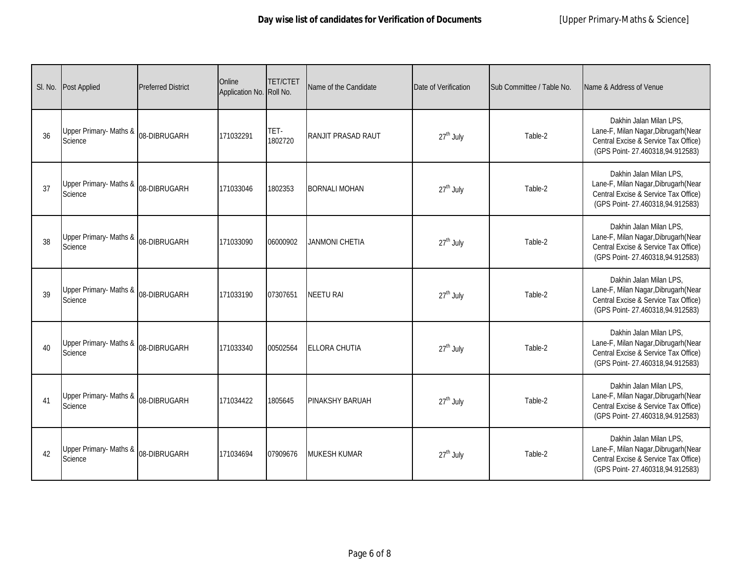**Day wise list of candidates for Verification of Documents** [Upper Primary-Maths & Science]

| Sl. No. | Post Applied | Preferred District | Online Application No. | TET/CTET Roll No. | Name of the Candidate | Date of Verification | Sub Committee / Table No. | Name & Address of Venue |
|---|---|---|---|---|---|---|---|---|
| 36 | Upper Primary- Maths & Science | 08-DIBRUGARH | 171032291 | TET-1802720 | RANJIT PRASAD RAUT | 27th July | Table-2 | Dakhin Jalan Milan LPS, Lane-F, Milan Nagar,Dibrugarh(Near Central Excise & Service Tax Office) (GPS Point- 27.460318,94.912583) |
| 37 | Upper Primary- Maths & Science | 08-DIBRUGARH | 171033046 | 1802353 | BORNALI MOHAN | 27th July | Table-2 | Dakhin Jalan Milan LPS, Lane-F, Milan Nagar,Dibrugarh(Near Central Excise & Service Tax Office) (GPS Point- 27.460318,94.912583) |
| 38 | Upper Primary- Maths & Science | 08-DIBRUGARH | 171033090 | 06000902 | JANMONI CHETIA | 27th July | Table-2 | Dakhin Jalan Milan LPS, Lane-F, Milan Nagar,Dibrugarh(Near Central Excise & Service Tax Office) (GPS Point- 27.460318,94.912583) |
| 39 | Upper Primary- Maths & Science | 08-DIBRUGARH | 171033190 | 07307651 | NEETU RAI | 27th July | Table-2 | Dakhin Jalan Milan LPS, Lane-F, Milan Nagar,Dibrugarh(Near Central Excise & Service Tax Office) (GPS Point- 27.460318,94.912583) |
| 40 | Upper Primary- Maths & Science | 08-DIBRUGARH | 171033340 | 00502564 | ELLORA CHUTIA | 27th July | Table-2 | Dakhin Jalan Milan LPS, Lane-F, Milan Nagar,Dibrugarh(Near Central Excise & Service Tax Office) (GPS Point- 27.460318,94.912583) |
| 41 | Upper Primary- Maths & Science | 08-DIBRUGARH | 171034422 | 1805645 | PINAKSHY BARUAH | 27th July | Table-2 | Dakhin Jalan Milan LPS, Lane-F, Milan Nagar,Dibrugarh(Near Central Excise & Service Tax Office) (GPS Point- 27.460318,94.912583) |
| 42 | Upper Primary- Maths & Science | 08-DIBRUGARH | 171034694 | 07909676 | MUKESH KUMAR | 27th July | Table-2 | Dakhin Jalan Milan LPS, Lane-F, Milan Nagar,Dibrugarh(Near Central Excise & Service Tax Office) (GPS Point- 27.460318,94.912583) |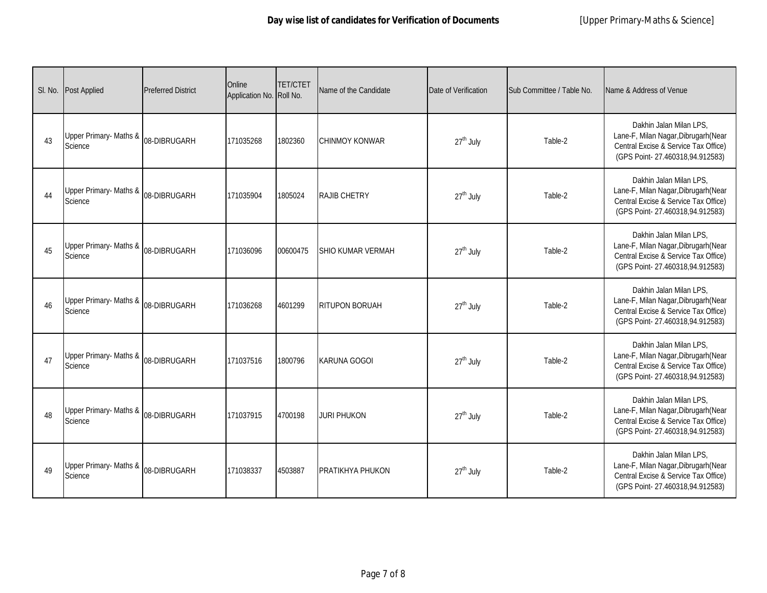**Day wise list of candidates for Verification of Documents** [Upper Primary-Maths & Science]

| Sl. No. | Post Applied | Preferred District | Online Application No. | TET/CTET Roll No. | Name of the Candidate | Date of Verification | Sub Committee / Table No. | Name & Address of Venue |
|---|---|---|---|---|---|---|---|---|
| 43 | Upper Primary- Maths & Science | 08-DIBRUGARH | 171035268 | 1802360 | CHINMOY KONWAR | $27^{th}$ July | Table-2 | Dakhin Jalan Milan LPS, Lane-F, Milan Nagar,Dibrugarh(Near Central Excise & Service Tax Office) (GPS Point- 27.460318,94.912583) |
| 44 | Upper Primary- Maths & Science | 08-DIBRUGARH | 171035904 | 1805024 | RAJIB CHETRY | $27^{th}$ July | Table-2 | Dakhin Jalan Milan LPS, Lane-F, Milan Nagar,Dibrugarh(Near Central Excise & Service Tax Office) (GPS Point- 27.460318,94.912583) |
| 45 | Upper Primary- Maths & Science | 08-DIBRUGARH | 171036096 | 00600475 | SHIO KUMAR VERMAH | $27^{th}$ July | Table-2 | Dakhin Jalan Milan LPS, Lane-F, Milan Nagar,Dibrugarh(Near Central Excise & Service Tax Office) (GPS Point- 27.460318,94.912583) |
| 46 | Upper Primary- Maths & Science | 08-DIBRUGARH | 171036268 | 4601299 | RITUPON BORUAH | $27^{th}$ July | Table-2 | Dakhin Jalan Milan LPS, Lane-F, Milan Nagar,Dibrugarh(Near Central Excise & Service Tax Office) (GPS Point- 27.460318,94.912583) |
| 47 | Upper Primary- Maths & Science | 08-DIBRUGARH | 171037516 | 1800796 | KARUNA GOGOI | $27^{th}$ July | Table-2 | Dakhin Jalan Milan LPS, Lane-F, Milan Nagar,Dibrugarh(Near Central Excise & Service Tax Office) (GPS Point- 27.460318,94.912583) |
| 48 | Upper Primary- Maths & Science | 08-DIBRUGARH | 171037915 | 4700198 | JURI PHUKON | $27^{th}$ July | Table-2 | Dakhin Jalan Milan LPS, Lane-F, Milan Nagar,Dibrugarh(Near Central Excise & Service Tax Office) (GPS Point- 27.460318,94.912583) |
| 49 | Upper Primary- Maths & Science | 08-DIBRUGARH | 171038337 | 4503887 | PRATIKHYA PHUKON | $27^{th}$ July | Table-2 | Dakhin Jalan Milan LPS, Lane-F, Milan Nagar,Dibrugarh(Near Central Excise & Service Tax Office) (GPS Point- 27.460318,94.912583) |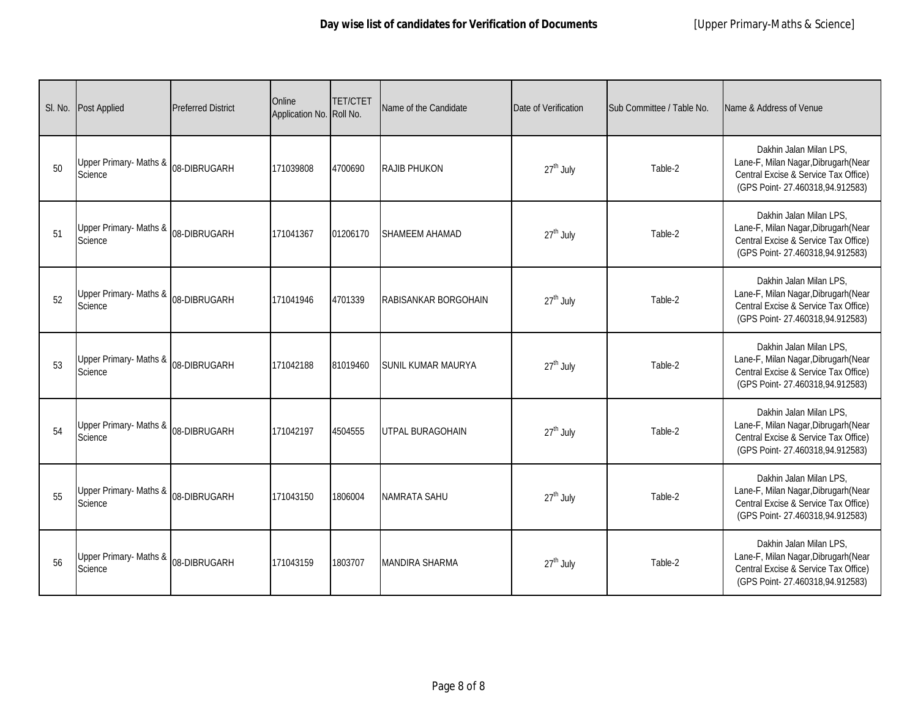**Day wise list of candidates for Verification of Documents** [Upper Primary-Maths & Science]

| Sl. No. | Post Applied | Preferred District | Online Application No. | TET/CTET Roll No. | Name of the Candidate | Date of Verification | Sub Committee / Table No. | Name & Address of Venue |
|---|---|---|---|---|---|---|---|---|
| 50 | Upper Primary- Maths & Science | 08-DIBRUGARH | 171039808 | 4700690 | RAJIB PHUKON | 27th July | Table-2 | Dakhin Jalan Milan LPS, Lane-F, Milan Nagar,Dibrugarh(Near Central Excise & Service Tax Office) (GPS Point- 27.460318,94.912583) |
| 51 | Upper Primary- Maths & Science | 08-DIBRUGARH | 171041367 | 01206170 | SHAMEEM AHAMAD | 27th July | Table-2 | Dakhin Jalan Milan LPS, Lane-F, Milan Nagar,Dibrugarh(Near Central Excise & Service Tax Office) (GPS Point- 27.460318,94.912583) |
| 52 | Upper Primary- Maths & Science | 08-DIBRUGARH | 171041946 | 4701339 | RABISANKAR BORGOHAIN | 27th July | Table-2 | Dakhin Jalan Milan LPS, Lane-F, Milan Nagar,Dibrugarh(Near Central Excise & Service Tax Office) (GPS Point- 27.460318,94.912583) |
| 53 | Upper Primary- Maths & Science | 08-DIBRUGARH | 171042188 | 81019460 | SUNIL KUMAR MAURYA | 27th July | Table-2 | Dakhin Jalan Milan LPS, Lane-F, Milan Nagar,Dibrugarh(Near Central Excise & Service Tax Office) (GPS Point- 27.460318,94.912583) |
| 54 | Upper Primary- Maths & Science | 08-DIBRUGARH | 171042197 | 4504555 | UTPAL BURAGOHAIN | 27th July | Table-2 | Dakhin Jalan Milan LPS, Lane-F, Milan Nagar,Dibrugarh(Near Central Excise & Service Tax Office) (GPS Point- 27.460318,94.912583) |
| 55 | Upper Primary- Maths & Science | 08-DIBRUGARH | 171043150 | 1806004 | NAMRATA SAHU | 27th July | Table-2 | Dakhin Jalan Milan LPS, Lane-F, Milan Nagar,Dibrugarh(Near Central Excise & Service Tax Office) (GPS Point- 27.460318,94.912583) |
| 56 | Upper Primary- Maths & Science | 08-DIBRUGARH | 171043159 | 1803707 | MANDIRA SHARMA | 27th July | Table-2 | Dakhin Jalan Milan LPS, Lane-F, Milan Nagar,Dibrugarh(Near Central Excise & Service Tax Office) (GPS Point- 27.460318,94.912583) |